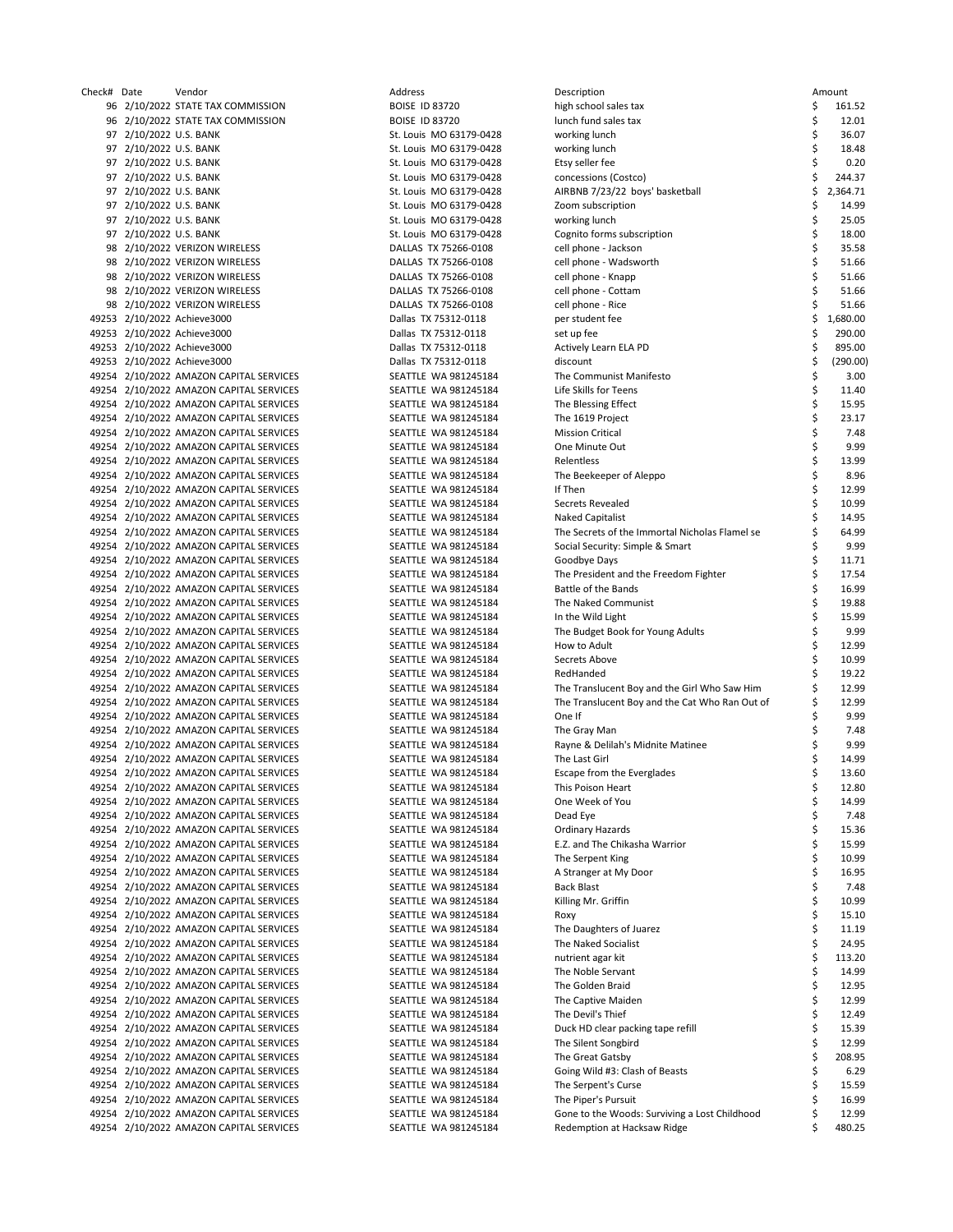| Check# | Date | Vendor | Address | Description | Amount |
|---|---|---|---|---|---|
| 96 | 2/10/2022 | STATE TAX COMMISSION | BOISE ID 83720 | high school sales tax | $ 161.52 |
| 96 | 2/10/2022 | STATE TAX COMMISSION | BOISE ID 83720 | lunch fund sales tax | $ 12.01 |
| 97 | 2/10/2022 | U.S. BANK | St. Louis MO 63179-0428 | working lunch | $ 36.07 |
| 97 | 2/10/2022 | U.S. BANK | St. Louis MO 63179-0428 | working lunch | $ 18.48 |
| 97 | 2/10/2022 | U.S. BANK | St. Louis MO 63179-0428 | Etsy seller fee | $ 0.20 |
| 97 | 2/10/2022 | U.S. BANK | St. Louis MO 63179-0428 | concessions (Costco) | $ 244.37 |
| 97 | 2/10/2022 | U.S. BANK | St. Louis MO 63179-0428 | AIRBNB 7/23/22 boys' basketball | $ 2,364.71 |
| 97 | 2/10/2022 | U.S. BANK | St. Louis MO 63179-0428 | Zoom subscription | $ 14.99 |
| 97 | 2/10/2022 | U.S. BANK | St. Louis MO 63179-0428 | working lunch | $ 25.05 |
| 97 | 2/10/2022 | U.S. BANK | St. Louis MO 63179-0428 | Cognito forms subscription | $ 18.00 |
| 98 | 2/10/2022 | VERIZON WIRELESS | DALLAS TX 75266-0108 | cell phone - Jackson | $ 35.58 |
| 98 | 2/10/2022 | VERIZON WIRELESS | DALLAS TX 75266-0108 | cell phone - Wadsworth | $ 51.66 |
| 98 | 2/10/2022 | VERIZON WIRELESS | DALLAS TX 75266-0108 | cell phone - Knapp | $ 51.66 |
| 98 | 2/10/2022 | VERIZON WIRELESS | DALLAS TX 75266-0108 | cell phone - Cottam | $ 51.66 |
| 98 | 2/10/2022 | VERIZON WIRELESS | DALLAS TX 75266-0108 | cell phone - Rice | $ 51.66 |
| 49253 | 2/10/2022 | Achieve3000 | Dallas TX 75312-0118 | per student fee | $ 1,680.00 |
| 49253 | 2/10/2022 | Achieve3000 | Dallas TX 75312-0118 | set up fee | $ 290.00 |
| 49253 | 2/10/2022 | Achieve3000 | Dallas TX 75312-0118 | Actively Learn ELA PD | $ 895.00 |
| 49253 | 2/10/2022 | Achieve3000 | Dallas TX 75312-0118 | discount | $ (290.00) |
| 49254 | 2/10/2022 | AMAZON CAPITAL SERVICES | SEATTLE WA 981245184 | The Communist Manifesto | $ 3.00 |
| 49254 | 2/10/2022 | AMAZON CAPITAL SERVICES | SEATTLE WA 981245184 | Life Skills for Teens | $ 11.40 |
| 49254 | 2/10/2022 | AMAZON CAPITAL SERVICES | SEATTLE WA 981245184 | The Blessing Effect | $ 15.95 |
| 49254 | 2/10/2022 | AMAZON CAPITAL SERVICES | SEATTLE WA 981245184 | The 1619 Project | $ 23.17 |
| 49254 | 2/10/2022 | AMAZON CAPITAL SERVICES | SEATTLE WA 981245184 | Mission Critical | $ 7.48 |
| 49254 | 2/10/2022 | AMAZON CAPITAL SERVICES | SEATTLE WA 981245184 | One Minute Out | $ 9.99 |
| 49254 | 2/10/2022 | AMAZON CAPITAL SERVICES | SEATTLE WA 981245184 | Relentless | $ 13.99 |
| 49254 | 2/10/2022 | AMAZON CAPITAL SERVICES | SEATTLE WA 981245184 | The Beekeeper of Aleppo | $ 8.96 |
| 49254 | 2/10/2022 | AMAZON CAPITAL SERVICES | SEATTLE WA 981245184 | If Then | $ 12.99 |
| 49254 | 2/10/2022 | AMAZON CAPITAL SERVICES | SEATTLE WA 981245184 | Secrets Revealed | $ 10.99 |
| 49254 | 2/10/2022 | AMAZON CAPITAL SERVICES | SEATTLE WA 981245184 | Naked Capitalist | $ 14.95 |
| 49254 | 2/10/2022 | AMAZON CAPITAL SERVICES | SEATTLE WA 981245184 | The Secrets of the Immortal Nicholas Flamel se | $ 64.99 |
| 49254 | 2/10/2022 | AMAZON CAPITAL SERVICES | SEATTLE WA 981245184 | Social Security: Simple & Smart | $ 9.99 |
| 49254 | 2/10/2022 | AMAZON CAPITAL SERVICES | SEATTLE WA 981245184 | Goodbye Days | $ 11.71 |
| 49254 | 2/10/2022 | AMAZON CAPITAL SERVICES | SEATTLE WA 981245184 | The President and the Freedom Fighter | $ 17.54 |
| 49254 | 2/10/2022 | AMAZON CAPITAL SERVICES | SEATTLE WA 981245184 | Battle of the Bands | $ 16.99 |
| 49254 | 2/10/2022 | AMAZON CAPITAL SERVICES | SEATTLE WA 981245184 | The Naked Communist | $ 19.88 |
| 49254 | 2/10/2022 | AMAZON CAPITAL SERVICES | SEATTLE WA 981245184 | In the Wild Light | $ 15.99 |
| 49254 | 2/10/2022 | AMAZON CAPITAL SERVICES | SEATTLE WA 981245184 | The Budget Book for Young Adults | $ 9.99 |
| 49254 | 2/10/2022 | AMAZON CAPITAL SERVICES | SEATTLE WA 981245184 | How to Adult | $ 12.99 |
| 49254 | 2/10/2022 | AMAZON CAPITAL SERVICES | SEATTLE WA 981245184 | Secrets Above | $ 10.99 |
| 49254 | 2/10/2022 | AMAZON CAPITAL SERVICES | SEATTLE WA 981245184 | RedHanded | $ 19.22 |
| 49254 | 2/10/2022 | AMAZON CAPITAL SERVICES | SEATTLE WA 981245184 | The Translucent Boy and the Girl Who Saw Him | $ 12.99 |
| 49254 | 2/10/2022 | AMAZON CAPITAL SERVICES | SEATTLE WA 981245184 | The Translucent Boy and the Cat Who Ran Out of | $ 12.99 |
| 49254 | 2/10/2022 | AMAZON CAPITAL SERVICES | SEATTLE WA 981245184 | One If | $ 9.99 |
| 49254 | 2/10/2022 | AMAZON CAPITAL SERVICES | SEATTLE WA 981245184 | The Gray Man | $ 7.48 |
| 49254 | 2/10/2022 | AMAZON CAPITAL SERVICES | SEATTLE WA 981245184 | Rayne & Delilah's Midnite Matinee | $ 9.99 |
| 49254 | 2/10/2022 | AMAZON CAPITAL SERVICES | SEATTLE WA 981245184 | The Last Girl | $ 14.99 |
| 49254 | 2/10/2022 | AMAZON CAPITAL SERVICES | SEATTLE WA 981245184 | Escape from the Everglades | $ 13.60 |
| 49254 | 2/10/2022 | AMAZON CAPITAL SERVICES | SEATTLE WA 981245184 | This Poison Heart | $ 12.80 |
| 49254 | 2/10/2022 | AMAZON CAPITAL SERVICES | SEATTLE WA 981245184 | One Week of You | $ 14.99 |
| 49254 | 2/10/2022 | AMAZON CAPITAL SERVICES | SEATTLE WA 981245184 | Dead Eye | $ 7.48 |
| 49254 | 2/10/2022 | AMAZON CAPITAL SERVICES | SEATTLE WA 981245184 | Ordinary Hazards | $ 15.36 |
| 49254 | 2/10/2022 | AMAZON CAPITAL SERVICES | SEATTLE WA 981245184 | E.Z. and The Chikasha Warrior | $ 15.99 |
| 49254 | 2/10/2022 | AMAZON CAPITAL SERVICES | SEATTLE WA 981245184 | The Serpent King | $ 10.99 |
| 49254 | 2/10/2022 | AMAZON CAPITAL SERVICES | SEATTLE WA 981245184 | A Stranger at My Door | $ 16.95 |
| 49254 | 2/10/2022 | AMAZON CAPITAL SERVICES | SEATTLE WA 981245184 | Back Blast | $ 7.48 |
| 49254 | 2/10/2022 | AMAZON CAPITAL SERVICES | SEATTLE WA 981245184 | Killing Mr. Griffin | $ 10.99 |
| 49254 | 2/10/2022 | AMAZON CAPITAL SERVICES | SEATTLE WA 981245184 | Roxy | $ 15.10 |
| 49254 | 2/10/2022 | AMAZON CAPITAL SERVICES | SEATTLE WA 981245184 | The Daughters of Juarez | $ 11.19 |
| 49254 | 2/10/2022 | AMAZON CAPITAL SERVICES | SEATTLE WA 981245184 | The Naked Socialist | $ 24.95 |
| 49254 | 2/10/2022 | AMAZON CAPITAL SERVICES | SEATTLE WA 981245184 | nutrient agar kit | $ 113.20 |
| 49254 | 2/10/2022 | AMAZON CAPITAL SERVICES | SEATTLE WA 981245184 | The Noble Servant | $ 14.99 |
| 49254 | 2/10/2022 | AMAZON CAPITAL SERVICES | SEATTLE WA 981245184 | The Golden Braid | $ 12.95 |
| 49254 | 2/10/2022 | AMAZON CAPITAL SERVICES | SEATTLE WA 981245184 | The Captive Maiden | $ 12.99 |
| 49254 | 2/10/2022 | AMAZON CAPITAL SERVICES | SEATTLE WA 981245184 | The Devil's Thief | $ 12.49 |
| 49254 | 2/10/2022 | AMAZON CAPITAL SERVICES | SEATTLE WA 981245184 | Duck HD clear packing tape refill | $ 15.39 |
| 49254 | 2/10/2022 | AMAZON CAPITAL SERVICES | SEATTLE WA 981245184 | The Silent Songbird | $ 12.99 |
| 49254 | 2/10/2022 | AMAZON CAPITAL SERVICES | SEATTLE WA 981245184 | The Great Gatsby | $ 208.95 |
| 49254 | 2/10/2022 | AMAZON CAPITAL SERVICES | SEATTLE WA 981245184 | Going Wild #3: Clash of Beasts | $ 6.29 |
| 49254 | 2/10/2022 | AMAZON CAPITAL SERVICES | SEATTLE WA 981245184 | The Serpent's Curse | $ 15.59 |
| 49254 | 2/10/2022 | AMAZON CAPITAL SERVICES | SEATTLE WA 981245184 | The Piper's Pursuit | $ 16.99 |
| 49254 | 2/10/2022 | AMAZON CAPITAL SERVICES | SEATTLE WA 981245184 | Gone to the Woods: Surviving a Lost Childhood | $ 12.99 |
| 49254 | 2/10/2022 | AMAZON CAPITAL SERVICES | SEATTLE WA 981245184 | Redemption at Hacksaw Ridge | $ 480.25 |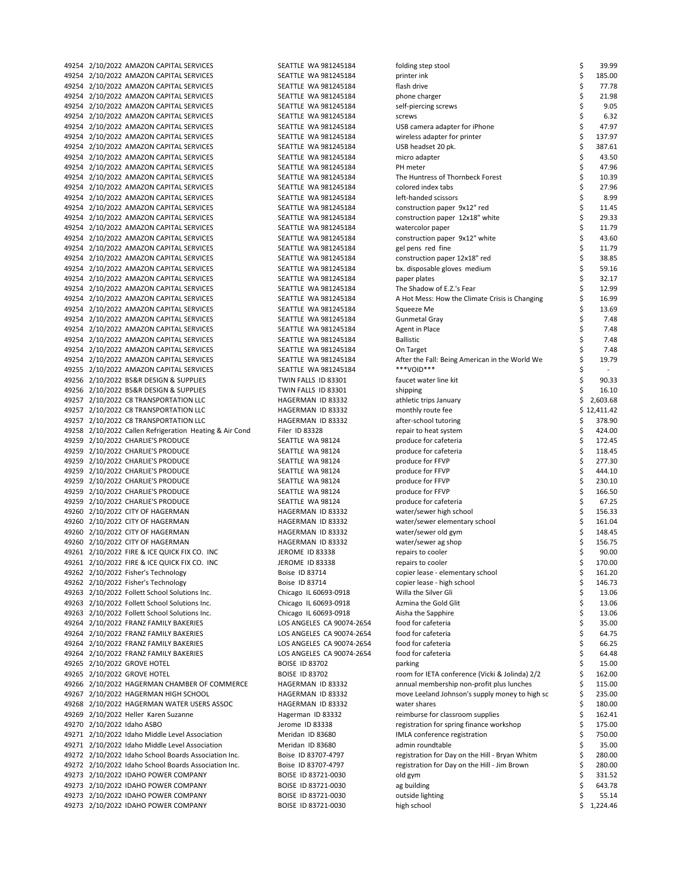| | | | | | |
|---|---|---|---|---|---|
| 49254 | 2/10/2022 | AMAZON CAPITAL SERVICES | SEATTLE WA 981245184 | folding step stool | $ 39.99 |
| 49254 | 2/10/2022 | AMAZON CAPITAL SERVICES | SEATTLE WA 981245184 | printer ink | $ 185.00 |
| 49254 | 2/10/2022 | AMAZON CAPITAL SERVICES | SEATTLE WA 981245184 | flash drive | $ 77.78 |
| 49254 | 2/10/2022 | AMAZON CAPITAL SERVICES | SEATTLE WA 981245184 | phone charger | $ 21.98 |
| 49254 | 2/10/2022 | AMAZON CAPITAL SERVICES | SEATTLE WA 981245184 | self-piercing screws | $ 9.05 |
| 49254 | 2/10/2022 | AMAZON CAPITAL SERVICES | SEATTLE WA 981245184 | screws | $ 6.32 |
| 49254 | 2/10/2022 | AMAZON CAPITAL SERVICES | SEATTLE WA 981245184 | USB camera adapter for iPhone | $ 47.97 |
| 49254 | 2/10/2022 | AMAZON CAPITAL SERVICES | SEATTLE WA 981245184 | wireless adapter for printer | $ 137.97 |
| 49254 | 2/10/2022 | AMAZON CAPITAL SERVICES | SEATTLE WA 981245184 | USB headset 20 pk. | $ 387.61 |
| 49254 | 2/10/2022 | AMAZON CAPITAL SERVICES | SEATTLE WA 981245184 | micro adapter | $ 43.50 |
| 49254 | 2/10/2022 | AMAZON CAPITAL SERVICES | SEATTLE WA 981245184 | PH meter | $ 47.96 |
| 49254 | 2/10/2022 | AMAZON CAPITAL SERVICES | SEATTLE WA 981245184 | The Huntress of Thornbeck Forest | $ 10.39 |
| 49254 | 2/10/2022 | AMAZON CAPITAL SERVICES | SEATTLE WA 981245184 | colored index tabs | $ 27.96 |
| 49254 | 2/10/2022 | AMAZON CAPITAL SERVICES | SEATTLE WA 981245184 | left-handed scissors | $ 8.99 |
| 49254 | 2/10/2022 | AMAZON CAPITAL SERVICES | SEATTLE WA 981245184 | construction paper 9x12" red | $ 11.45 |
| 49254 | 2/10/2022 | AMAZON CAPITAL SERVICES | SEATTLE WA 981245184 | construction paper 12x18" white | $ 29.33 |
| 49254 | 2/10/2022 | AMAZON CAPITAL SERVICES | SEATTLE WA 981245184 | watercolor paper | $ 11.79 |
| 49254 | 2/10/2022 | AMAZON CAPITAL SERVICES | SEATTLE WA 981245184 | construction paper 9x12" white | $ 43.60 |
| 49254 | 2/10/2022 | AMAZON CAPITAL SERVICES | SEATTLE WA 981245184 | gel pens red fine | $ 11.79 |
| 49254 | 2/10/2022 | AMAZON CAPITAL SERVICES | SEATTLE WA 981245184 | construction paper 12x18" red | $ 38.85 |
| 49254 | 2/10/2022 | AMAZON CAPITAL SERVICES | SEATTLE WA 981245184 | bx. disposable gloves medium | $ 59.16 |
| 49254 | 2/10/2022 | AMAZON CAPITAL SERVICES | SEATTLE WA 981245184 | paper plates | $ 32.17 |
| 49254 | 2/10/2022 | AMAZON CAPITAL SERVICES | SEATTLE WA 981245184 | The Shadow of E.Z.'s Fear | $ 12.99 |
| 49254 | 2/10/2022 | AMAZON CAPITAL SERVICES | SEATTLE WA 981245184 | A Hot Mess: How the Climate Crisis is Changing | $ 16.99 |
| 49254 | 2/10/2022 | AMAZON CAPITAL SERVICES | SEATTLE WA 981245184 | Squeeze Me | $ 13.69 |
| 49254 | 2/10/2022 | AMAZON CAPITAL SERVICES | SEATTLE WA 981245184 | Gunmetal Gray | $ 7.48 |
| 49254 | 2/10/2022 | AMAZON CAPITAL SERVICES | SEATTLE WA 981245184 | Agent in Place | $ 7.48 |
| 49254 | 2/10/2022 | AMAZON CAPITAL SERVICES | SEATTLE WA 981245184 | Ballistic | $ 7.48 |
| 49254 | 2/10/2022 | AMAZON CAPITAL SERVICES | SEATTLE WA 981245184 | On Target | $ 7.48 |
| 49254 | 2/10/2022 | AMAZON CAPITAL SERVICES | SEATTLE WA 981245184 | After the Fall: Being American in the World We | $ 19.79 |
| 49255 | 2/10/2022 | AMAZON CAPITAL SERVICES | SEATTLE WA 981245184 | ***VOID*** | $ - |
| 49256 | 2/10/2022 | BS&R DESIGN & SUPPLIES | TWIN FALLS ID 83301 | faucet water line kit | $ 90.33 |
| 49256 | 2/10/2022 | BS&R DESIGN & SUPPLIES | TWIN FALLS ID 83301 | shipping | $ 16.10 |
| 49257 | 2/10/2022 | C8 TRANSPORTATION LLC | HAGERMAN ID 83332 | athletic trips January | $ 2,603.68 |
| 49257 | 2/10/2022 | C8 TRANSPORTATION LLC | HAGERMAN ID 83332 | monthly route fee | $ 12,411.42 |
| 49257 | 2/10/2022 | C8 TRANSPORTATION LLC | HAGERMAN ID 83332 | after-school tutoring | $ 378.90 |
| 49258 | 2/10/2022 | Callen Refrigeration Heating & Air Cond | Filer ID 83328 | repair to heat system | $ 424.00 |
| 49259 | 2/10/2022 | CHARLIE'S PRODUCE | SEATTLE WA 98124 | produce for cafeteria | $ 172.45 |
| 49259 | 2/10/2022 | CHARLIE'S PRODUCE | SEATTLE WA 98124 | produce for cafeteria | $ 118.45 |
| 49259 | 2/10/2022 | CHARLIE'S PRODUCE | SEATTLE WA 98124 | produce for FFVP | $ 277.30 |
| 49259 | 2/10/2022 | CHARLIE'S PRODUCE | SEATTLE WA 98124 | produce for FFVP | $ 444.10 |
| 49259 | 2/10/2022 | CHARLIE'S PRODUCE | SEATTLE WA 98124 | produce for FFVP | $ 230.10 |
| 49259 | 2/10/2022 | CHARLIE'S PRODUCE | SEATTLE WA 98124 | produce for FFVP | $ 166.50 |
| 49259 | 2/10/2022 | CHARLIE'S PRODUCE | SEATTLE WA 98124 | produce for cafeteria | $ 67.25 |
| 49260 | 2/10/2022 | CITY OF HAGERMAN | HAGERMAN ID 83332 | water/sewer high school | $ 156.33 |
| 49260 | 2/10/2022 | CITY OF HAGERMAN | HAGERMAN ID 83332 | water/sewer elementary school | $ 161.04 |
| 49260 | 2/10/2022 | CITY OF HAGERMAN | HAGERMAN ID 83332 | water/sewer old gym | $ 148.45 |
| 49260 | 2/10/2022 | CITY OF HAGERMAN | HAGERMAN ID 83332 | water/sewer ag shop | $ 156.75 |
| 49261 | 2/10/2022 | FIRE & ICE QUICK FIX CO. INC | JEROME ID 83338 | repairs to cooler | $ 90.00 |
| 49261 | 2/10/2022 | FIRE & ICE QUICK FIX CO. INC | JEROME ID 83338 | repairs to cooler | $ 170.00 |
| 49262 | 2/10/2022 | Fisher's Technology | Boise ID 83714 | copier lease - elementary school | $ 161.20 |
| 49262 | 2/10/2022 | Fisher's Technology | Boise ID 83714 | copier lease - high school | $ 146.73 |
| 49263 | 2/10/2022 | Follett School Solutions Inc. | Chicago IL 60693-0918 | Willa the Silver Gli | $ 13.06 |
| 49263 | 2/10/2022 | Follett School Solutions Inc. | Chicago IL 60693-0918 | Azmina the Gold Glit | $ 13.06 |
| 49263 | 2/10/2022 | Follett School Solutions Inc. | Chicago IL 60693-0918 | Aisha the Sapphire | $ 13.06 |
| 49264 | 2/10/2022 | FRANZ FAMILY BAKERIES | LOS ANGELES CA 90074-2654 | food for cafeteria | $ 35.00 |
| 49264 | 2/10/2022 | FRANZ FAMILY BAKERIES | LOS ANGELES CA 90074-2654 | food for cafeteria | $ 64.75 |
| 49264 | 2/10/2022 | FRANZ FAMILY BAKERIES | LOS ANGELES CA 90074-2654 | food for cafeteria | $ 66.25 |
| 49264 | 2/10/2022 | FRANZ FAMILY BAKERIES | LOS ANGELES CA 90074-2654 | food for cafeteria | $ 64.48 |
| 49265 | 2/10/2022 | GROVE HOTEL | BOISE ID 83702 | parking | $ 15.00 |
| 49265 | 2/10/2022 | GROVE HOTEL | BOISE ID 83702 | room for IETA conference (Vicki & Jolinda) 2/2 | $ 162.00 |
| 49266 | 2/10/2022 | HAGERMAN CHAMBER OF COMMERCE | HAGERMAN ID 83332 | annual membership non-profit plus lunches | $ 115.00 |
| 49267 | 2/10/2022 | HAGERMAN HIGH SCHOOL | HAGERMAN ID 83332 | move Leeland Johnson's supply money to high sc | $ 235.00 |
| 49268 | 2/10/2022 | HAGERMAN WATER USERS ASSOC | HAGERMAN ID 83332 | water shares | $ 180.00 |
| 49269 | 2/10/2022 | Heller Karen Suzanne | Hagerman ID 83332 | reimburse for classroom supplies | $ 162.41 |
| 49270 | 2/10/2022 | Idaho ASBO | Jerome ID 83338 | registration for spring finance workshop | $ 175.00 |
| 49271 | 2/10/2022 | Idaho Middle Level Association | Meridan ID 83680 | IMLA conference registration | $ 750.00 |
| 49271 | 2/10/2022 | Idaho Middle Level Association | Meridan ID 83680 | admin roundtable | $ 35.00 |
| 49272 | 2/10/2022 | Idaho School Boards Association Inc. | Boise ID 83707-4797 | registration for Day on the Hill - Bryan Whitm | $ 280.00 |
| 49272 | 2/10/2022 | Idaho School Boards Association Inc. | Boise ID 83707-4797 | registration for Day on the Hill - Jim Brown | $ 280.00 |
| 49273 | 2/10/2022 | IDAHO POWER COMPANY | BOISE ID 83721-0030 | old gym | $ 331.52 |
| 49273 | 2/10/2022 | IDAHO POWER COMPANY | BOISE ID 83721-0030 | ag building | $ 643.78 |
| 49273 | 2/10/2022 | IDAHO POWER COMPANY | BOISE ID 83721-0030 | outside lighting | $ 55.14 |
| 49273 | 2/10/2022 | IDAHO POWER COMPANY | BOISE ID 83721-0030 | high school | $ 1,224.46 |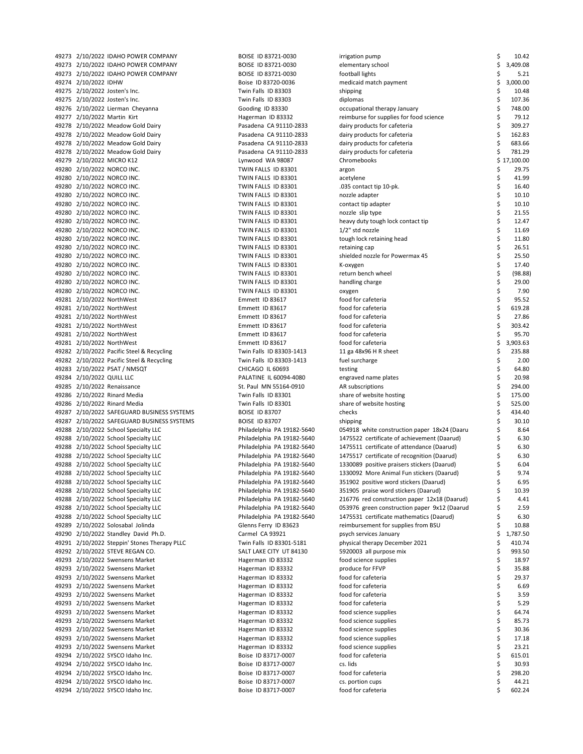| | | | | | |
|---|---|---|---|---|---|
| 49273 | 2/10/2022 | IDAHO POWER COMPANY | BOISE ID 83721-0030 | irrigation pump | $ 10.42 |
| 49273 | 2/10/2022 | IDAHO POWER COMPANY | BOISE ID 83721-0030 | elementary school | $ 3,409.08 |
| 49273 | 2/10/2022 | IDAHO POWER COMPANY | BOISE ID 83721-0030 | football lights | $ 5.21 |
| 49274 | 2/10/2022 | IDHW | Boise ID 83720-0036 | medicaid match payment | $ 3,000.00 |
| 49275 | 2/10/2022 | Josten's Inc. | Twin Falls ID 83303 | shipping | $ 10.48 |
| 49275 | 2/10/2022 | Josten's Inc. | Twin Falls ID 83303 | diplomas | $ 107.36 |
| 49276 | 2/10/2022 | Lierman Cheyanna | Gooding ID 83330 | occupational therapy January | $ 748.00 |
| 49277 | 2/10/2022 | Martin Kirt | Hagerman ID 83332 | reimburse for supplies for food science | $ 79.12 |
| 49278 | 2/10/2022 | Meadow Gold Dairy | Pasadena CA 91110-2833 | dairy products for cafeteria | $ 309.27 |
| 49278 | 2/10/2022 | Meadow Gold Dairy | Pasadena CA 91110-2833 | dairy products for cafeteria | $ 162.83 |
| 49278 | 2/10/2022 | Meadow Gold Dairy | Pasadena CA 91110-2833 | dairy products for cafeteria | $ 683.66 |
| 49278 | 2/10/2022 | Meadow Gold Dairy | Pasadena CA 91110-2833 | dairy products for cafeteria | $ 781.29 |
| 49279 | 2/10/2022 | MICRO K12 | Lynwood WA 98087 | Chromebooks | $ 17,100.00 |
| 49280 | 2/10/2022 | NORCO INC. | TWIN FALLS ID 83301 | argon | $ 29.75 |
| 49280 | 2/10/2022 | NORCO INC. | TWIN FALLS ID 83301 | acetylene | $ 41.99 |
| 49280 | 2/10/2022 | NORCO INC. | TWIN FALLS ID 83301 | .035 contact tip 10-pk. | $ 16.40 |
| 49280 | 2/10/2022 | NORCO INC. | TWIN FALLS ID 83301 | nozzle adapter | $ 10.10 |
| 49280 | 2/10/2022 | NORCO INC. | TWIN FALLS ID 83301 | contact tip adapter | $ 10.10 |
| 49280 | 2/10/2022 | NORCO INC. | TWIN FALLS ID 83301 | nozzle slip type | $ 21.55 |
| 49280 | 2/10/2022 | NORCO INC. | TWIN FALLS ID 83301 | heavy duty tough lock contact tip | $ 12.47 |
| 49280 | 2/10/2022 | NORCO INC. | TWIN FALLS ID 83301 | 1/2" std nozzle | $ 11.69 |
| 49280 | 2/10/2022 | NORCO INC. | TWIN FALLS ID 83301 | tough lock retaining head | $ 11.80 |
| 49280 | 2/10/2022 | NORCO INC. | TWIN FALLS ID 83301 | retaining cap | $ 26.51 |
| 49280 | 2/10/2022 | NORCO INC. | TWIN FALLS ID 83301 | shielded nozzle for Powermax 45 | $ 25.50 |
| 49280 | 2/10/2022 | NORCO INC. | TWIN FALLS ID 83301 | K-oxygen | $ 17.40 |
| 49280 | 2/10/2022 | NORCO INC. | TWIN FALLS ID 83301 | return bench wheel | $ (98.88) |
| 49280 | 2/10/2022 | NORCO INC. | TWIN FALLS ID 83301 | handling charge | $ 29.00 |
| 49280 | 2/10/2022 | NORCO INC. | TWIN FALLS ID 83301 | oxygen | $ 7.90 |
| 49281 | 2/10/2022 | NorthWest | Emmett ID 83617 | food for cafeteria | $ 95.52 |
| 49281 | 2/10/2022 | NorthWest | Emmett ID 83617 | food for cafeteria | $ 619.28 |
| 49281 | 2/10/2022 | NorthWest | Emmett ID 83617 | food for cafeteria | $ 27.86 |
| 49281 | 2/10/2022 | NorthWest | Emmett ID 83617 | food for cafeteria | $ 303.42 |
| 49281 | 2/10/2022 | NorthWest | Emmett ID 83617 | food for cafeteria | $ 95.70 |
| 49281 | 2/10/2022 | NorthWest | Emmett ID 83617 | food for cafeteria | $ 3,903.63 |
| 49282 | 2/10/2022 | Pacific Steel & Recycling | Twin Falls ID 83303-1413 | 11 ga 48x96 H R sheet | $ 235.88 |
| 49282 | 2/10/2022 | Pacific Steel & Recycling | Twin Falls ID 83303-1413 | fuel surcharge | $ 2.00 |
| 49283 | 2/10/2022 | PSAT / NMSQT | CHICAGO IL 60693 | testing | $ 64.80 |
| 49284 | 2/10/2022 | QUILL LLC | PALATINE IL 60094-4080 | engraved name plates | $ 20.98 |
| 49285 | 2/10/2022 | Renaissance | St. Paul MN 55164-0910 | AR subscriptions | $ 294.00 |
| 49286 | 2/10/2022 | Rinard Media | Twin Falls ID 83301 | share of website hosting | $ 175.00 |
| 49286 | 2/10/2022 | Rinard Media | Twin Falls ID 83301 | share of website hosting | $ 525.00 |
| 49287 | 2/10/2022 | SAFEGUARD BUSINESS SYSTEMS | BOISE ID 83707 | checks | $ 434.40 |
| 49287 | 2/10/2022 | SAFEGUARD BUSINESS SYSTEMS | BOISE ID 83707 | shipping | $ 30.10 |
| 49288 | 2/10/2022 | School Specialty LLC | Philadelphia PA 19182-5640 | 054918 white construction paper 18x24 (Daaru | $ 8.64 |
| 49288 | 2/10/2022 | School Specialty LLC | Philadelphia PA 19182-5640 | 1475522 certificate of achievement (Daarud) | $ 6.30 |
| 49288 | 2/10/2022 | School Specialty LLC | Philadelphia PA 19182-5640 | 1475511 certificate of attendance (Daarud) | $ 6.30 |
| 49288 | 2/10/2022 | School Specialty LLC | Philadelphia PA 19182-5640 | 1475517 certificate of recognition (Daarud) | $ 6.30 |
| 49288 | 2/10/2022 | School Specialty LLC | Philadelphia PA 19182-5640 | 1330089 positive praisers stickers (Daarud) | $ 6.04 |
| 49288 | 2/10/2022 | School Specialty LLC | Philadelphia PA 19182-5640 | 1330092 More Animal Fun stickers (Daarud) | $ 9.74 |
| 49288 | 2/10/2022 | School Specialty LLC | Philadelphia PA 19182-5640 | 351902 positive word stickers (Daarud) | $ 6.95 |
| 49288 | 2/10/2022 | School Specialty LLC | Philadelphia PA 19182-5640 | 351905 praise word stickers (Daarud) | $ 10.39 |
| 49288 | 2/10/2022 | School Specialty LLC | Philadelphia PA 19182-5640 | 216776 red construction paper 12x18 (Daarud) | $ 4.41 |
| 49288 | 2/10/2022 | School Specialty LLC | Philadelphia PA 19182-5640 | 053976 green construction paper 9x12 (Daarud | $ 2.59 |
| 49288 | 2/10/2022 | School Specialty LLC | Philadelphia PA 19182-5640 | 1475531 certificate mathematics (Daarud) | $ 6.30 |
| 49289 | 2/10/2022 | Solosabal Jolinda | Glenns Ferry ID 83623 | reimbursement for supplies from BSU | $ 10.88 |
| 49290 | 2/10/2022 | Standley David Ph.D. | Carmel CA 93921 | psych services January | $ 1,787.50 |
| 49291 | 2/10/2022 | Steppin' Stones Therapy PLLC | Twin Falls ID 83301-5181 | physical therapy December 2021 | $ 410.74 |
| 49292 | 2/10/2022 | STEVE REGAN CO. | SALT LAKE CITY UT 84130 | 5920003 all purpose mix | $ 993.50 |
| 49293 | 2/10/2022 | Swensens Market | Hagerman ID 83332 | food science supplies | $ 18.97 |
| 49293 | 2/10/2022 | Swensens Market | Hagerman ID 83332 | produce for FFVP | $ 35.88 |
| 49293 | 2/10/2022 | Swensens Market | Hagerman ID 83332 | food for cafeteria | $ 29.37 |
| 49293 | 2/10/2022 | Swensens Market | Hagerman ID 83332 | food for cafeteria | $ 6.69 |
| 49293 | 2/10/2022 | Swensens Market | Hagerman ID 83332 | food for cafeteria | $ 3.59 |
| 49293 | 2/10/2022 | Swensens Market | Hagerman ID 83332 | food for cafeteria | $ 5.29 |
| 49293 | 2/10/2022 | Swensens Market | Hagerman ID 83332 | food science supplies | $ 64.74 |
| 49293 | 2/10/2022 | Swensens Market | Hagerman ID 83332 | food science supplies | $ 85.73 |
| 49293 | 2/10/2022 | Swensens Market | Hagerman ID 83332 | food science supplies | $ 30.36 |
| 49293 | 2/10/2022 | Swensens Market | Hagerman ID 83332 | food science supplies | $ 17.18 |
| 49293 | 2/10/2022 | Swensens Market | Hagerman ID 83332 | food science supplies | $ 23.21 |
| 49294 | 2/10/2022 | SYSCO Idaho Inc. | Boise ID 83717-0007 | food for cafeteria | $ 615.01 |
| 49294 | 2/10/2022 | SYSCO Idaho Inc. | Boise ID 83717-0007 | cs. lids | $ 30.93 |
| 49294 | 2/10/2022 | SYSCO Idaho Inc. | Boise ID 83717-0007 | food for cafeteria | $ 298.20 |
| 49294 | 2/10/2022 | SYSCO Idaho Inc. | Boise ID 83717-0007 | cs. portion cups | $ 44.21 |
| 49294 | 2/10/2022 | SYSCO Idaho Inc. | Boise ID 83717-0007 | food for cafeteria | $ 602.24 |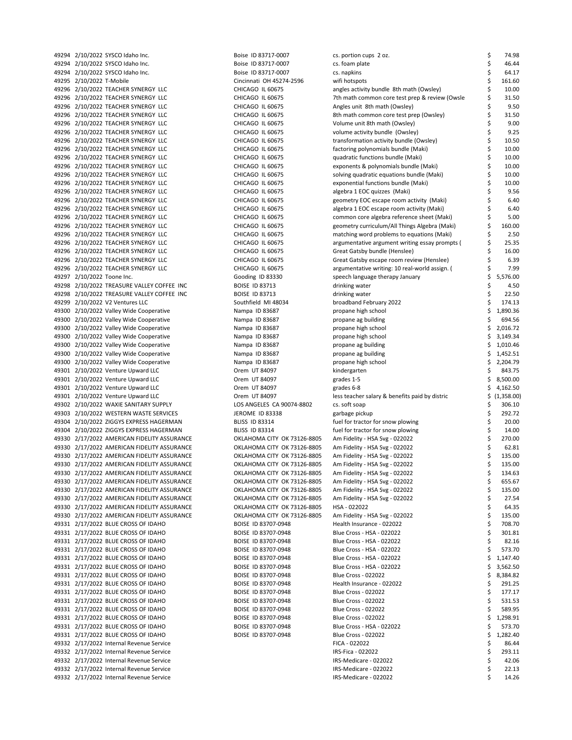| | | | | | |
|---|---|---|---|---|---|
| 49294 | 2/10/2022 | SYSCO Idaho Inc. | Boise ID 83717-0007 | cs. portion cups 2 oz. | $ 74.98 |
| 49294 | 2/10/2022 | SYSCO Idaho Inc. | Boise ID 83717-0007 | cs. foam plate | $ 46.44 |
| 49294 | 2/10/2022 | SYSCO Idaho Inc. | Boise ID 83717-0007 | cs. napkins | $ 64.17 |
| 49295 | 2/10/2022 | T-Mobile | Cincinnati OH 45274-2596 | wifi hotspots | $ 161.60 |
| 49296 | 2/10/2022 | TEACHER SYNERGY LLC | CHICAGO IL 60675 | angles activity bundle 8th math (Owsley) | $ 10.00 |
| 49296 | 2/10/2022 | TEACHER SYNERGY LLC | CHICAGO IL 60675 | 7th math common core test prep & review (Owsle | $ 31.50 |
| 49296 | 2/10/2022 | TEACHER SYNERGY LLC | CHICAGO IL 60675 | Angles unit 8th math (Owsley) | $ 9.50 |
| 49296 | 2/10/2022 | TEACHER SYNERGY LLC | CHICAGO IL 60675 | 8th math common core test prep (Owsley) | $ 31.50 |
| 49296 | 2/10/2022 | TEACHER SYNERGY LLC | CHICAGO IL 60675 | Volume unit 8th math (Owsley) | $ 9.00 |
| 49296 | 2/10/2022 | TEACHER SYNERGY LLC | CHICAGO IL 60675 | volume activity bundle (Owsley) | $ 9.25 |
| 49296 | 2/10/2022 | TEACHER SYNERGY LLC | CHICAGO IL 60675 | transformation activity bundle (Owsley) | $ 10.50 |
| 49296 | 2/10/2022 | TEACHER SYNERGY LLC | CHICAGO IL 60675 | factoring polynomials bundle (Maki) | $ 10.00 |
| 49296 | 2/10/2022 | TEACHER SYNERGY LLC | CHICAGO IL 60675 | quadratic functions bundle (Maki) | $ 10.00 |
| 49296 | 2/10/2022 | TEACHER SYNERGY LLC | CHICAGO IL 60675 | exponents & polynomials bundle (Maki) | $ 10.00 |
| 49296 | 2/10/2022 | TEACHER SYNERGY LLC | CHICAGO IL 60675 | solving quadratic equations bundle (Maki) | $ 10.00 |
| 49296 | 2/10/2022 | TEACHER SYNERGY LLC | CHICAGO IL 60675 | exponential functions bundle (Maki) | $ 10.00 |
| 49296 | 2/10/2022 | TEACHER SYNERGY LLC | CHICAGO IL 60675 | algebra 1 EOC quizzes (Maki) | $ 9.56 |
| 49296 | 2/10/2022 | TEACHER SYNERGY LLC | CHICAGO IL 60675 | geometry EOC escape room activity (Maki) | $ 6.40 |
| 49296 | 2/10/2022 | TEACHER SYNERGY LLC | CHICAGO IL 60675 | algebra 1 EOC escape room activity (Maki) | $ 6.40 |
| 49296 | 2/10/2022 | TEACHER SYNERGY LLC | CHICAGO IL 60675 | common core algebra reference sheet (Maki) | $ 5.00 |
| 49296 | 2/10/2022 | TEACHER SYNERGY LLC | CHICAGO IL 60675 | geometry curriculum/All Things Algebra (Maki) | $ 160.00 |
| 49296 | 2/10/2022 | TEACHER SYNERGY LLC | CHICAGO IL 60675 | matching word problems to equations (Maki) | $ 2.50 |
| 49296 | 2/10/2022 | TEACHER SYNERGY LLC | CHICAGO IL 60675 | argumentative argument writing essay prompts ( | $ 25.35 |
| 49296 | 2/10/2022 | TEACHER SYNERGY LLC | CHICAGO IL 60675 | Great Gatsby bundle (Henslee) | $ 16.00 |
| 49296 | 2/10/2022 | TEACHER SYNERGY LLC | CHICAGO IL 60675 | Great Gatsby escape room review (Henslee) | $ 6.39 |
| 49296 | 2/10/2022 | TEACHER SYNERGY LLC | CHICAGO IL 60675 | argumentative writing: 10 real-world assign. ( | $ 7.99 |
| 49297 | 2/10/2022 | Toone Inc. | Gooding ID 83330 | speech language therapy January | $ 5,576.00 |
| 49298 | 2/10/2022 | TREASURE VALLEY COFFEE INC | BOISE ID 83713 | drinking water | $ 4.50 |
| 49298 | 2/10/2022 | TREASURE VALLEY COFFEE INC | BOISE ID 83713 | drinking water | $ 22.50 |
| 49299 | 2/10/2022 | V2 Ventures LLC | Southfield MI 48034 | broadband February 2022 | $ 174.13 |
| 49300 | 2/10/2022 | Valley Wide Cooperative | Nampa ID 83687 | propane high school | $ 1,890.36 |
| 49300 | 2/10/2022 | Valley Wide Cooperative | Nampa ID 83687 | propane ag building | $ 694.56 |
| 49300 | 2/10/2022 | Valley Wide Cooperative | Nampa ID 83687 | propane high school | $ 2,016.72 |
| 49300 | 2/10/2022 | Valley Wide Cooperative | Nampa ID 83687 | propane high school | $ 3,149.34 |
| 49300 | 2/10/2022 | Valley Wide Cooperative | Nampa ID 83687 | propane ag building | $ 1,010.46 |
| 49300 | 2/10/2022 | Valley Wide Cooperative | Nampa ID 83687 | propane ag building | $ 1,452.51 |
| 49300 | 2/10/2022 | Valley Wide Cooperative | Nampa ID 83687 | propane high school | $ 2,204.79 |
| 49301 | 2/10/2022 | Venture Upward LLC | Orem UT 84097 | kindergarten | $ 843.75 |
| 49301 | 2/10/2022 | Venture Upward LLC | Orem UT 84097 | grades 1-5 | $ 8,500.00 |
| 49301 | 2/10/2022 | Venture Upward LLC | Orem UT 84097 | grades 6-8 | $ 4,162.50 |
| 49301 | 2/10/2022 | Venture Upward LLC | Orem UT 84097 | less teacher salary & benefits paid by distric | $ (1,358.00) |
| 49302 | 2/10/2022 | WAXIE SANITARY SUPPLY | LOS ANGELES CA 90074-8802 | cs. soft soap | $ 306.10 |
| 49303 | 2/10/2022 | WESTERN WASTE SERVICES | JEROME ID 83338 | garbage pickup | $ 292.72 |
| 49304 | 2/10/2022 | ZIGGYS EXPRESS HAGERMAN | BLISS ID 83314 | fuel for tractor for snow plowing | $ 20.00 |
| 49304 | 2/10/2022 | ZIGGYS EXPRESS HAGERMAN | BLISS ID 83314 | fuel for tractor for snow plowing | $ 14.00 |
| 49330 | 2/17/2022 | AMERICAN FIDELITY ASSURANCE | OKLAHOMA CITY OK 73126-8805 | Am Fidelity - HSA Svg - 022022 | $ 270.00 |
| 49330 | 2/17/2022 | AMERICAN FIDELITY ASSURANCE | OKLAHOMA CITY OK 73126-8805 | Am Fidelity - HSA Svg - 022022 | $ 62.81 |
| 49330 | 2/17/2022 | AMERICAN FIDELITY ASSURANCE | OKLAHOMA CITY OK 73126-8805 | Am Fidelity - HSA Svg - 022022 | $ 135.00 |
| 49330 | 2/17/2022 | AMERICAN FIDELITY ASSURANCE | OKLAHOMA CITY OK 73126-8805 | Am Fidelity - HSA Svg - 022022 | $ 135.00 |
| 49330 | 2/17/2022 | AMERICAN FIDELITY ASSURANCE | OKLAHOMA CITY OK 73126-8805 | Am Fidelity - HSA Svg - 022022 | $ 134.63 |
| 49330 | 2/17/2022 | AMERICAN FIDELITY ASSURANCE | OKLAHOMA CITY OK 73126-8805 | Am Fidelity - HSA Svg - 022022 | $ 655.67 |
| 49330 | 2/17/2022 | AMERICAN FIDELITY ASSURANCE | OKLAHOMA CITY OK 73126-8805 | Am Fidelity - HSA Svg - 022022 | $ 135.00 |
| 49330 | 2/17/2022 | AMERICAN FIDELITY ASSURANCE | OKLAHOMA CITY OK 73126-8805 | Am Fidelity - HSA Svg - 022022 | $ 27.54 |
| 49330 | 2/17/2022 | AMERICAN FIDELITY ASSURANCE | OKLAHOMA CITY OK 73126-8805 | HSA - 022022 | $ 64.35 |
| 49330 | 2/17/2022 | AMERICAN FIDELITY ASSURANCE | OKLAHOMA CITY OK 73126-8805 | Am Fidelity - HSA Svg - 022022 | $ 135.00 |
| 49331 | 2/17/2022 | BLUE CROSS OF IDAHO | BOISE ID 83707-0948 | Health Insurance - 022022 | $ 708.70 |
| 49331 | 2/17/2022 | BLUE CROSS OF IDAHO | BOISE ID 83707-0948 | Blue Cross - HSA - 022022 | $ 301.81 |
| 49331 | 2/17/2022 | BLUE CROSS OF IDAHO | BOISE ID 83707-0948 | Blue Cross - HSA - 022022 | $ 82.16 |
| 49331 | 2/17/2022 | BLUE CROSS OF IDAHO | BOISE ID 83707-0948 | Blue Cross - HSA - 022022 | $ 573.70 |
| 49331 | 2/17/2022 | BLUE CROSS OF IDAHO | BOISE ID 83707-0948 | Blue Cross - HSA - 022022 | $ 1,147.40 |
| 49331 | 2/17/2022 | BLUE CROSS OF IDAHO | BOISE ID 83707-0948 | Blue Cross - HSA - 022022 | $ 3,562.50 |
| 49331 | 2/17/2022 | BLUE CROSS OF IDAHO | BOISE ID 83707-0948 | Blue Cross - 022022 | $ 8,384.82 |
| 49331 | 2/17/2022 | BLUE CROSS OF IDAHO | BOISE ID 83707-0948 | Health Insurance - 022022 | $ 291.25 |
| 49331 | 2/17/2022 | BLUE CROSS OF IDAHO | BOISE ID 83707-0948 | Blue Cross - 022022 | $ 177.17 |
| 49331 | 2/17/2022 | BLUE CROSS OF IDAHO | BOISE ID 83707-0948 | Blue Cross - 022022 | $ 531.53 |
| 49331 | 2/17/2022 | BLUE CROSS OF IDAHO | BOISE ID 83707-0948 | Blue Cross - 022022 | $ 589.95 |
| 49331 | 2/17/2022 | BLUE CROSS OF IDAHO | BOISE ID 83707-0948 | Blue Cross - 022022 | $ 1,298.91 |
| 49331 | 2/17/2022 | BLUE CROSS OF IDAHO | BOISE ID 83707-0948 | Blue Cross - HSA - 022022 | $ 573.70 |
| 49331 | 2/17/2022 | BLUE CROSS OF IDAHO | BOISE ID 83707-0948 | Blue Cross - 022022 | $ 1,282.40 |
| 49332 | 2/17/2022 | Internal Revenue Service | | FICA - 022022 | $ 86.44 |
| 49332 | 2/17/2022 | Internal Revenue Service | | IRS-Fica - 022022 | $ 293.11 |
| 49332 | 2/17/2022 | Internal Revenue Service | | IRS-Medicare - 022022 | $ 42.06 |
| 49332 | 2/17/2022 | Internal Revenue Service | | IRS-Medicare - 022022 | $ 22.13 |
| 49332 | 2/17/2022 | Internal Revenue Service | | IRS-Medicare - 022022 | $ 14.26 |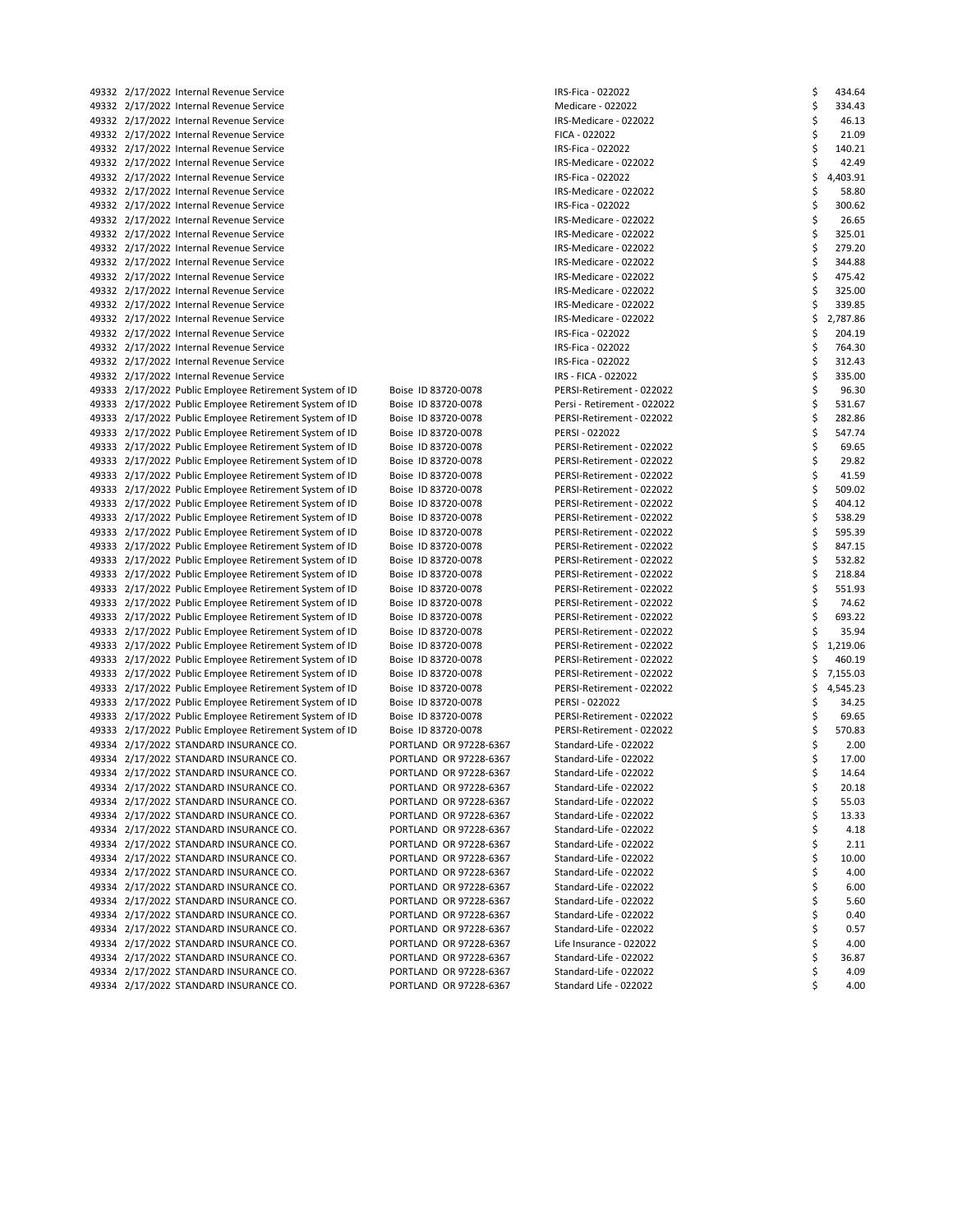| | | | | | |
|---|---|---|---|---|---|
| 49332 | 2/17/2022 | Internal Revenue Service | | IRS-Fica - 022022 | $ 434.64 |
| 49332 | 2/17/2022 | Internal Revenue Service | | Medicare - 022022 | $ 334.43 |
| 49332 | 2/17/2022 | Internal Revenue Service | | IRS-Medicare - 022022 | $ 46.13 |
| 49332 | 2/17/2022 | Internal Revenue Service | | FICA - 022022 | $ 21.09 |
| 49332 | 2/17/2022 | Internal Revenue Service | | IRS-Fica - 022022 | $ 140.21 |
| 49332 | 2/17/2022 | Internal Revenue Service | | IRS-Medicare - 022022 | $ 42.49 |
| 49332 | 2/17/2022 | Internal Revenue Service | | IRS-Fica - 022022 | $ 4,403.91 |
| 49332 | 2/17/2022 | Internal Revenue Service | | IRS-Medicare - 022022 | $ 58.80 |
| 49332 | 2/17/2022 | Internal Revenue Service | | IRS-Fica - 022022 | $ 300.62 |
| 49332 | 2/17/2022 | Internal Revenue Service | | IRS-Medicare - 022022 | $ 26.65 |
| 49332 | 2/17/2022 | Internal Revenue Service | | IRS-Medicare - 022022 | $ 325.01 |
| 49332 | 2/17/2022 | Internal Revenue Service | | IRS-Medicare - 022022 | $ 279.20 |
| 49332 | 2/17/2022 | Internal Revenue Service | | IRS-Medicare - 022022 | $ 344.88 |
| 49332 | 2/17/2022 | Internal Revenue Service | | IRS-Medicare - 022022 | $ 475.42 |
| 49332 | 2/17/2022 | Internal Revenue Service | | IRS-Medicare - 022022 | $ 325.00 |
| 49332 | 2/17/2022 | Internal Revenue Service | | IRS-Medicare - 022022 | $ 339.85 |
| 49332 | 2/17/2022 | Internal Revenue Service | | IRS-Medicare - 022022 | $ 2,787.86 |
| 49332 | 2/17/2022 | Internal Revenue Service | | IRS-Fica - 022022 | $ 204.19 |
| 49332 | 2/17/2022 | Internal Revenue Service | | IRS-Fica - 022022 | $ 764.30 |
| 49332 | 2/17/2022 | Internal Revenue Service | | IRS-Fica - 022022 | $ 312.43 |
| 49332 | 2/17/2022 | Internal Revenue Service | | IRS - FICA - 022022 | $ 335.00 |
| 49333 | 2/17/2022 | Public Employee Retirement System of ID | Boise ID 83720-0078 | PERSI-Retirement - 022022 | $ 96.30 |
| 49333 | 2/17/2022 | Public Employee Retirement System of ID | Boise ID 83720-0078 | Persi - Retirement - 022022 | $ 531.67 |
| 49333 | 2/17/2022 | Public Employee Retirement System of ID | Boise ID 83720-0078 | PERSI-Retirement - 022022 | $ 282.86 |
| 49333 | 2/17/2022 | Public Employee Retirement System of ID | Boise ID 83720-0078 | PERSI - 022022 | $ 547.74 |
| 49333 | 2/17/2022 | Public Employee Retirement System of ID | Boise ID 83720-0078 | PERSI-Retirement - 022022 | $ 69.65 |
| 49333 | 2/17/2022 | Public Employee Retirement System of ID | Boise ID 83720-0078 | PERSI-Retirement - 022022 | $ 29.82 |
| 49333 | 2/17/2022 | Public Employee Retirement System of ID | Boise ID 83720-0078 | PERSI-Retirement - 022022 | $ 41.59 |
| 49333 | 2/17/2022 | Public Employee Retirement System of ID | Boise ID 83720-0078 | PERSI-Retirement - 022022 | $ 509.02 |
| 49333 | 2/17/2022 | Public Employee Retirement System of ID | Boise ID 83720-0078 | PERSI-Retirement - 022022 | $ 404.12 |
| 49333 | 2/17/2022 | Public Employee Retirement System of ID | Boise ID 83720-0078 | PERSI-Retirement - 022022 | $ 538.29 |
| 49333 | 2/17/2022 | Public Employee Retirement System of ID | Boise ID 83720-0078 | PERSI-Retirement - 022022 | $ 595.39 |
| 49333 | 2/17/2022 | Public Employee Retirement System of ID | Boise ID 83720-0078 | PERSI-Retirement - 022022 | $ 847.15 |
| 49333 | 2/17/2022 | Public Employee Retirement System of ID | Boise ID 83720-0078 | PERSI-Retirement - 022022 | $ 532.82 |
| 49333 | 2/17/2022 | Public Employee Retirement System of ID | Boise ID 83720-0078 | PERSI-Retirement - 022022 | $ 218.84 |
| 49333 | 2/17/2022 | Public Employee Retirement System of ID | Boise ID 83720-0078 | PERSI-Retirement - 022022 | $ 551.93 |
| 49333 | 2/17/2022 | Public Employee Retirement System of ID | Boise ID 83720-0078 | PERSI-Retirement - 022022 | $ 74.62 |
| 49333 | 2/17/2022 | Public Employee Retirement System of ID | Boise ID 83720-0078 | PERSI-Retirement - 022022 | $ 693.22 |
| 49333 | 2/17/2022 | Public Employee Retirement System of ID | Boise ID 83720-0078 | PERSI-Retirement - 022022 | $ 35.94 |
| 49333 | 2/17/2022 | Public Employee Retirement System of ID | Boise ID 83720-0078 | PERSI-Retirement - 022022 | $ 1,219.06 |
| 49333 | 2/17/2022 | Public Employee Retirement System of ID | Boise ID 83720-0078 | PERSI-Retirement - 022022 | $ 460.19 |
| 49333 | 2/17/2022 | Public Employee Retirement System of ID | Boise ID 83720-0078 | PERSI-Retirement - 022022 | $ 7,155.03 |
| 49333 | 2/17/2022 | Public Employee Retirement System of ID | Boise ID 83720-0078 | PERSI-Retirement - 022022 | $ 4,545.23 |
| 49333 | 2/17/2022 | Public Employee Retirement System of ID | Boise ID 83720-0078 | PERSI - 022022 | $ 34.25 |
| 49333 | 2/17/2022 | Public Employee Retirement System of ID | Boise ID 83720-0078 | PERSI-Retirement - 022022 | $ 69.65 |
| 49333 | 2/17/2022 | Public Employee Retirement System of ID | Boise ID 83720-0078 | PERSI-Retirement - 022022 | $ 570.83 |
| 49334 | 2/17/2022 | STANDARD INSURANCE CO. | PORTLAND OR 97228-6367 | Standard-Life - 022022 | $ 2.00 |
| 49334 | 2/17/2022 | STANDARD INSURANCE CO. | PORTLAND OR 97228-6367 | Standard-Life - 022022 | $ 17.00 |
| 49334 | 2/17/2022 | STANDARD INSURANCE CO. | PORTLAND OR 97228-6367 | Standard-Life - 022022 | $ 14.64 |
| 49334 | 2/17/2022 | STANDARD INSURANCE CO. | PORTLAND OR 97228-6367 | Standard-Life - 022022 | $ 20.18 |
| 49334 | 2/17/2022 | STANDARD INSURANCE CO. | PORTLAND OR 97228-6367 | Standard-Life - 022022 | $ 55.03 |
| 49334 | 2/17/2022 | STANDARD INSURANCE CO. | PORTLAND OR 97228-6367 | Standard-Life - 022022 | $ 13.33 |
| 49334 | 2/17/2022 | STANDARD INSURANCE CO. | PORTLAND OR 97228-6367 | Standard-Life - 022022 | $ 4.18 |
| 49334 | 2/17/2022 | STANDARD INSURANCE CO. | PORTLAND OR 97228-6367 | Standard-Life - 022022 | $ 2.11 |
| 49334 | 2/17/2022 | STANDARD INSURANCE CO. | PORTLAND OR 97228-6367 | Standard-Life - 022022 | $ 10.00 |
| 49334 | 2/17/2022 | STANDARD INSURANCE CO. | PORTLAND OR 97228-6367 | Standard-Life - 022022 | $ 4.00 |
| 49334 | 2/17/2022 | STANDARD INSURANCE CO. | PORTLAND OR 97228-6367 | Standard-Life - 022022 | $ 6.00 |
| 49334 | 2/17/2022 | STANDARD INSURANCE CO. | PORTLAND OR 97228-6367 | Standard-Life - 022022 | $ 5.60 |
| 49334 | 2/17/2022 | STANDARD INSURANCE CO. | PORTLAND OR 97228-6367 | Standard-Life - 022022 | $ 0.40 |
| 49334 | 2/17/2022 | STANDARD INSURANCE CO. | PORTLAND OR 97228-6367 | Standard-Life - 022022 | $ 0.57 |
| 49334 | 2/17/2022 | STANDARD INSURANCE CO. | PORTLAND OR 97228-6367 | Life Insurance - 022022 | $ 4.00 |
| 49334 | 2/17/2022 | STANDARD INSURANCE CO. | PORTLAND OR 97228-6367 | Standard-Life - 022022 | $ 36.87 |
| 49334 | 2/17/2022 | STANDARD INSURANCE CO. | PORTLAND OR 97228-6367 | Standard-Life - 022022 | $ 4.09 |
| 49334 | 2/17/2022 | STANDARD INSURANCE CO. | PORTLAND OR 97228-6367 | Standard Life - 022022 | $ 4.00 |